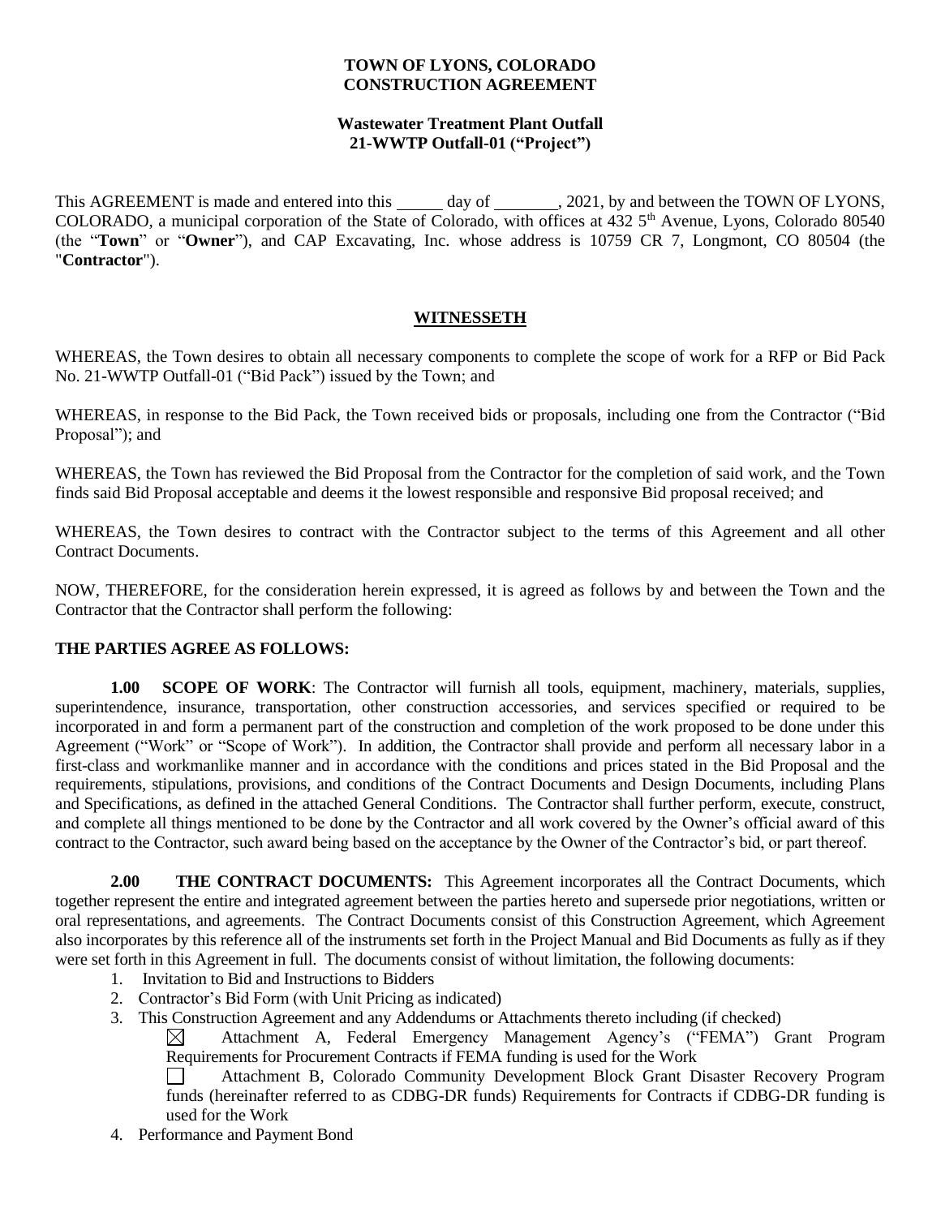**TOWN OF LYONS, COLORADO**
**CONSTRUCTION AGREEMENT**

**Wastewater Treatment Plant Outfall**
**21-WWTP Outfall-01 ("Project")**

This AGREEMENT is made and entered into this _____ day of ________, 2021, by and between the TOWN OF LYONS, COLORADO, a municipal corporation of the State of Colorado, with offices at 432 5th Avenue, Lyons, Colorado 80540 (the "**Town**" or "**Owner**"), and CAP Excavating, Inc. whose address is 10759 CR 7, Longmont, CO 80504 (the "**Contractor**").

## WITNESSETH

WHEREAS, the Town desires to obtain all necessary components to complete the scope of work for a RFP or Bid Pack No. 21-WWTP Outfall-01 ("Bid Pack") issued by the Town; and

WHEREAS, in response to the Bid Pack, the Town received bids or proposals, including one from the Contractor ("Bid Proposal"); and

WHEREAS, the Town has reviewed the Bid Proposal from the Contractor for the completion of said work, and the Town finds said Bid Proposal acceptable and deems it the lowest responsible and responsive Bid proposal received; and

WHEREAS, the Town desires to contract with the Contractor subject to the terms of this Agreement and all other Contract Documents.

NOW, THEREFORE, for the consideration herein expressed, it is agreed as follows by and between the Town and the Contractor that the Contractor shall perform the following:

**THE PARTIES AGREE AS FOLLOWS:**

**1.00 SCOPE OF WORK**: The Contractor will furnish all tools, equipment, machinery, materials, supplies, superintendence, insurance, transportation, other construction accessories, and services specified or required to be incorporated in and form a permanent part of the construction and completion of the work proposed to be done under this Agreement ("Work" or "Scope of Work"). In addition, the Contractor shall provide and perform all necessary labor in a first-class and workmanlike manner and in accordance with the conditions and prices stated in the Bid Proposal and the requirements, stipulations, provisions, and conditions of the Contract Documents and Design Documents, including Plans and Specifications, as defined in the attached General Conditions. The Contractor shall further perform, execute, construct, and complete all things mentioned to be done by the Contractor and all work covered by the Owner's official award of this contract to the Contractor, such award being based on the acceptance by the Owner of the Contractor's bid, or part thereof.

**2.00 THE CONTRACT DOCUMENTS:** This Agreement incorporates all the Contract Documents, which together represent the entire and integrated agreement between the parties hereto and supersede prior negotiations, written or oral representations, and agreements. The Contract Documents consist of this Construction Agreement, which Agreement also incorporates by this reference all of the instruments set forth in the Project Manual and Bid Documents as fully as if they were set forth in this Agreement in full. The documents consist of without limitation, the following documents:

1. Invitation to Bid and Instructions to Bidders
2. Contractor's Bid Form (with Unit Pricing as indicated)
3. This Construction Agreement and any Addendums or Attachments thereto including (if checked)
   - ☒ Attachment A, Federal Emergency Management Agency's ("FEMA") Grant Program Requirements for Procurement Contracts if FEMA funding is used for the Work
   - ☐ Attachment B, Colorado Community Development Block Grant Disaster Recovery Program funds (hereinafter referred to as CDBG-DR funds) Requirements for Contracts if CDBG-DR funding is used for the Work
4. Performance and Payment Bond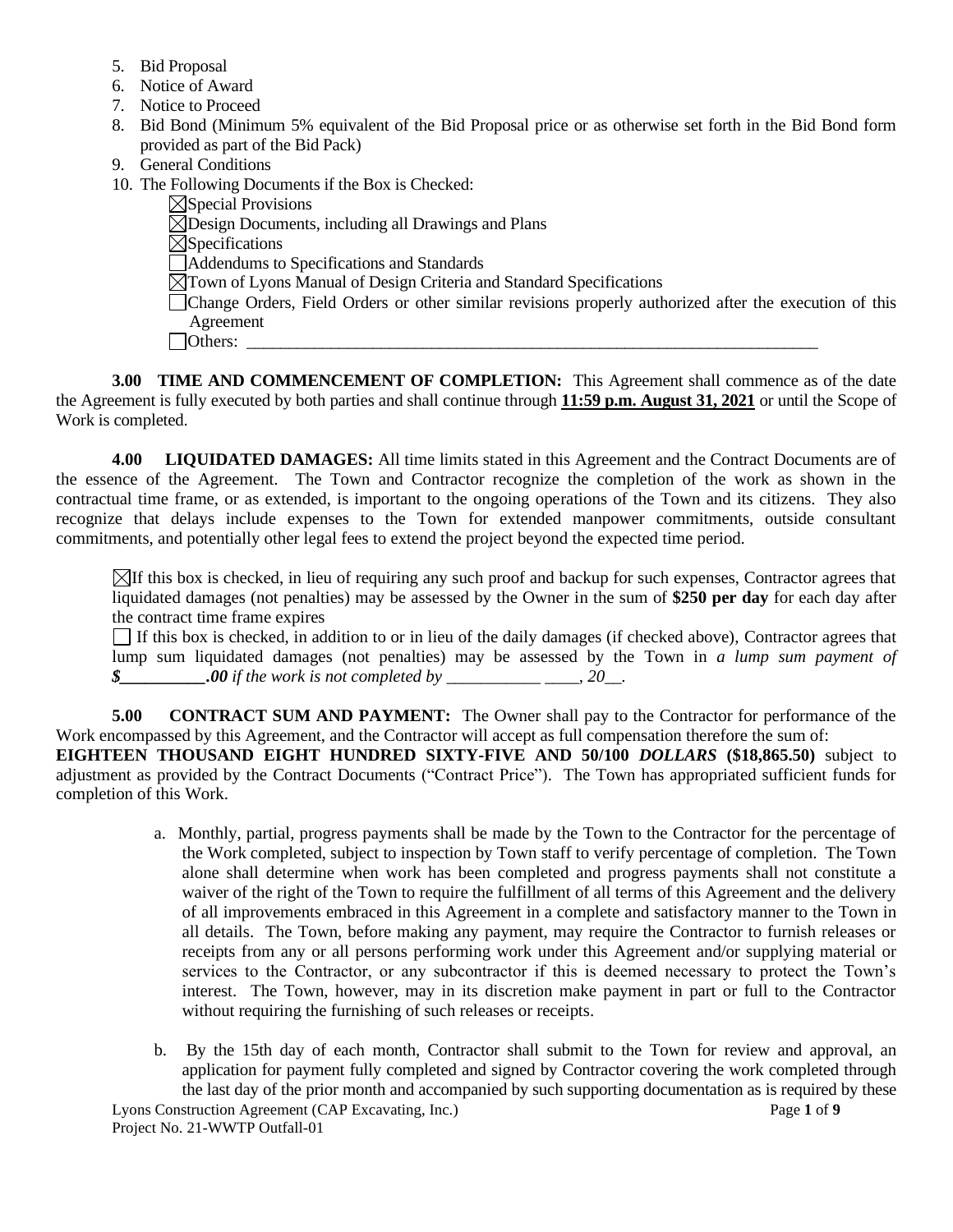5. Bid Proposal
6. Notice of Award
7. Notice to Proceed
8. Bid Bond (Minimum 5% equivalent of the Bid Proposal price or as otherwise set forth in the Bid Bond form provided as part of the Bid Pack)
9. General Conditions
10. The Following Documents if the Box is Checked:
    - ☒ Special Provisions
    - ☒ Design Documents, including all Drawings and Plans
    - ☒ Specifications
    - ☐ Addendums to Specifications and Standards
    - ☒ Town of Lyons Manual of Design Criteria and Standard Specifications
    - ☐ Change Orders, Field Orders or other similar revisions properly authorized after the execution of this Agreement
    - ☐ Others: ______________________________________________________________________

**3.00 TIME AND COMMENCEMENT OF COMPLETION:** This Agreement shall commence as of the date the Agreement is fully executed by both parties and shall continue through **11:59 p.m. August 31, 2021** or until the Scope of Work is completed.

**4.00 LIQUIDATED DAMAGES:** All time limits stated in this Agreement and the Contract Documents are of the essence of the Agreement. The Town and Contractor recognize the completion of the work as shown in the contractual time frame, or as extended, is important to the ongoing operations of the Town and its citizens. They also recognize that delays include expenses to the Town for extended manpower commitments, outside consultant commitments, and potentially other legal fees to extend the project beyond the expected time period.

☒ If this box is checked, in lieu of requiring any such proof and backup for such expenses, Contractor agrees that liquidated damages (not penalties) may be assessed by the Owner in the sum of **$250 per day** for each day after the contract time frame expires

☐ If this box is checked, in addition to or in lieu of the daily damages (if checked above), Contractor agrees that lump sum liquidated damages (not penalties) may be assessed by the Town in *a lump sum payment of* ***$__________.00*** *if the work is not completed by ___________ ____, 20__.*

**5.00 CONTRACT SUM AND PAYMENT:** The Owner shall pay to the Contractor for performance of the Work encompassed by this Agreement, and the Contractor will accept as full compensation therefore the sum of: **EIGHTEEN THOUSAND EIGHT HUNDRED SIXTY-FIVE AND 50/100 *DOLLARS* ($18,865.50)** subject to adjustment as provided by the Contract Documents ("Contract Price"). The Town has appropriated sufficient funds for completion of this Work.

a. Monthly, partial, progress payments shall be made by the Town to the Contractor for the percentage of the Work completed, subject to inspection by Town staff to verify percentage of completion. The Town alone shall determine when work has been completed and progress payments shall not constitute a waiver of the right of the Town to require the fulfillment of all terms of this Agreement and the delivery of all improvements embraced in this Agreement in a complete and satisfactory manner to the Town in all details. The Town, before making any payment, may require the Contractor to furnish releases or receipts from any or all persons performing work under this Agreement and/or supplying material or services to the Contractor, or any subcontractor if this is deemed necessary to protect the Town's interest. The Town, however, may in its discretion make payment in part or full to the Contractor without requiring the furnishing of such releases or receipts.

b. By the 15th day of each month, Contractor shall submit to the Town for review and approval, an application for payment fully completed and signed by Contractor covering the work completed through the last day of the prior month and accompanied by such supporting documentation as is required by these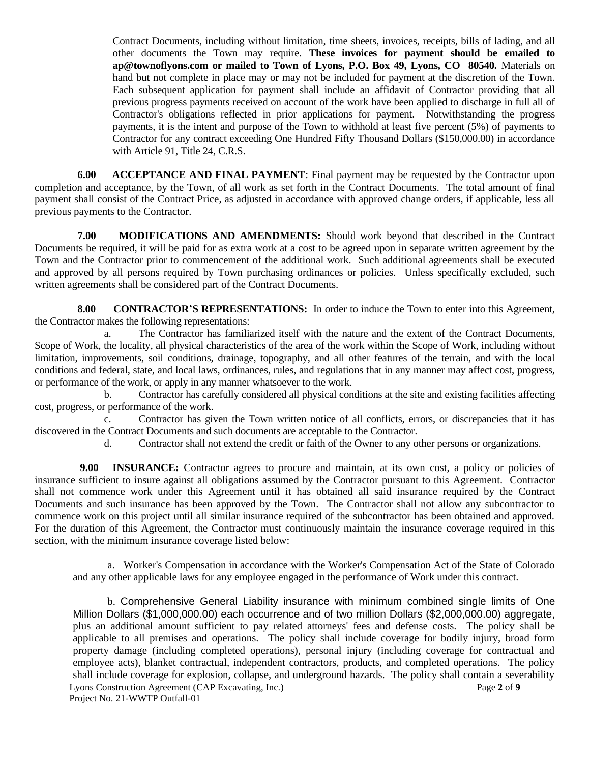Contract Documents, including without limitation, time sheets, invoices, receipts, bills of lading, and all other documents the Town may require. **These invoices for payment should be emailed to ap@townoflyons.com or mailed to Town of Lyons, P.O. Box 49, Lyons, CO 80540.** Materials on hand but not complete in place may or may not be included for payment at the discretion of the Town. Each subsequent application for payment shall include an affidavit of Contractor providing that all previous progress payments received on account of the work have been applied to discharge in full all of Contractor's obligations reflected in prior applications for payment. Notwithstanding the progress payments, it is the intent and purpose of the Town to withhold at least five percent (5%) of payments to Contractor for any contract exceeding One Hundred Fifty Thousand Dollars ($150,000.00) in accordance with Article 91, Title 24, C.R.S.

**6.00 ACCEPTANCE AND FINAL PAYMENT**: Final payment may be requested by the Contractor upon completion and acceptance, by the Town, of all work as set forth in the Contract Documents. The total amount of final payment shall consist of the Contract Price, as adjusted in accordance with approved change orders, if applicable, less all previous payments to the Contractor.

**7.00 MODIFICATIONS AND AMENDMENTS:** Should work beyond that described in the Contract Documents be required, it will be paid for as extra work at a cost to be agreed upon in separate written agreement by the Town and the Contractor prior to commencement of the additional work. Such additional agreements shall be executed and approved by all persons required by Town purchasing ordinances or policies. Unless specifically excluded, such written agreements shall be considered part of the Contract Documents.

**8.00 CONTRACTOR'S REPRESENTATIONS:** In order to induce the Town to enter into this Agreement, the Contractor makes the following representations:

a. The Contractor has familiarized itself with the nature and the extent of the Contract Documents, Scope of Work, the locality, all physical characteristics of the area of the work within the Scope of Work, including without limitation, improvements, soil conditions, drainage, topography, and all other features of the terrain, and with the local conditions and federal, state, and local laws, ordinances, rules, and regulations that in any manner may affect cost, progress, or performance of the work, or apply in any manner whatsoever to the work.

b. Contractor has carefully considered all physical conditions at the site and existing facilities affecting cost, progress, or performance of the work.

c. Contractor has given the Town written notice of all conflicts, errors, or discrepancies that it has discovered in the Contract Documents and such documents are acceptable to the Contractor.

d. Contractor shall not extend the credit or faith of the Owner to any other persons or organizations.

**9.00 INSURANCE:** Contractor agrees to procure and maintain, at its own cost, a policy or policies of insurance sufficient to insure against all obligations assumed by the Contractor pursuant to this Agreement. Contractor shall not commence work under this Agreement until it has obtained all said insurance required by the Contract Documents and such insurance has been approved by the Town. The Contractor shall not allow any subcontractor to commence work on this project until all similar insurance required of the subcontractor has been obtained and approved. For the duration of this Agreement, the Contractor must continuously maintain the insurance coverage required in this section, with the minimum insurance coverage listed below:

a. Worker's Compensation in accordance with the Worker's Compensation Act of the State of Colorado and any other applicable laws for any employee engaged in the performance of Work under this contract.

b. Comprehensive General Liability insurance with minimum combined single limits of One Million Dollars ($1,000,000.00) each occurrence and of two million Dollars ($2,000,000.00) aggregate, plus an additional amount sufficient to pay related attorneys' fees and defense costs. The policy shall be applicable to all premises and operations. The policy shall include coverage for bodily injury, broad form property damage (including completed operations), personal injury (including coverage for contractual and employee acts), blanket contractual, independent contractors, products, and completed operations. The policy shall include coverage for explosion, collapse, and underground hazards. The policy shall contain a severability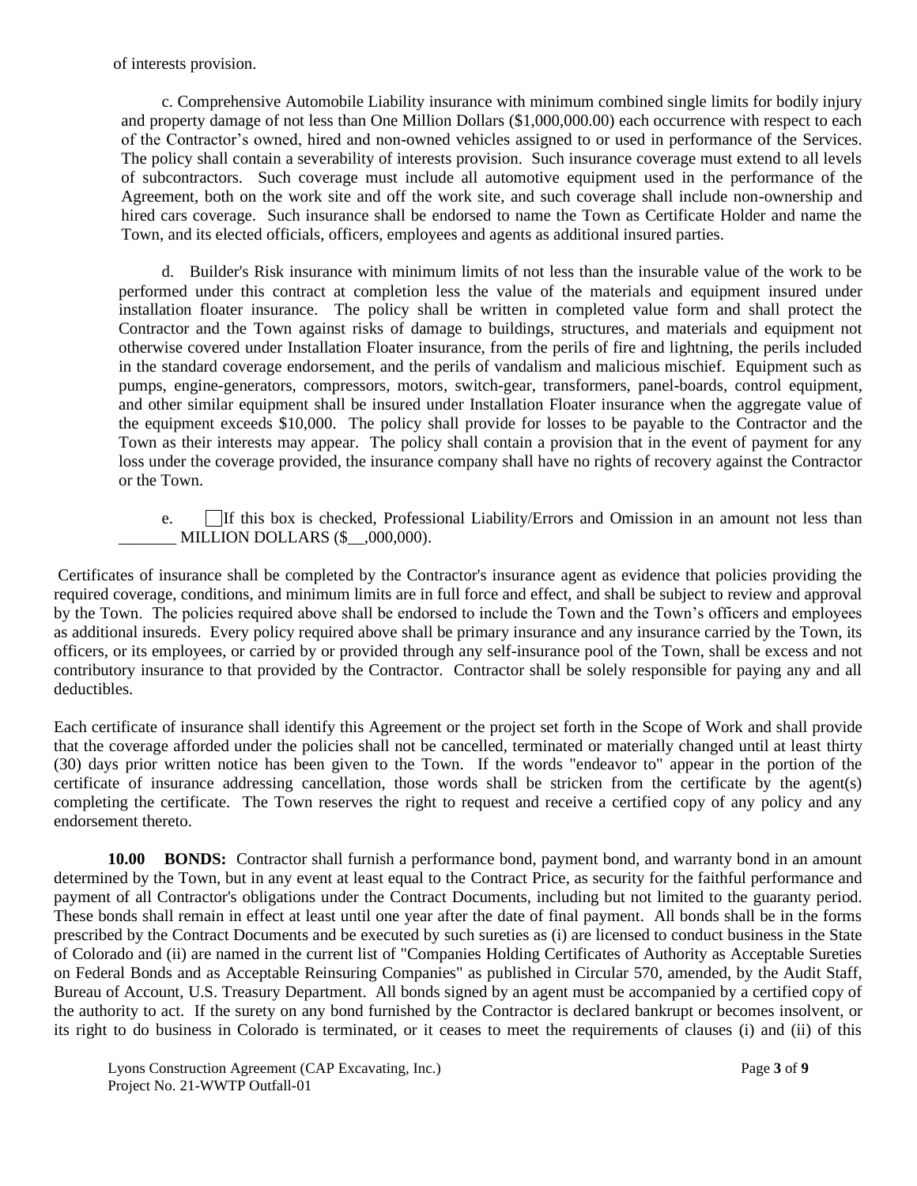of interests provision.

c. Comprehensive Automobile Liability insurance with minimum combined single limits for bodily injury and property damage of not less than One Million Dollars ($1,000,000.00) each occurrence with respect to each of the Contractor's owned, hired and non-owned vehicles assigned to or used in performance of the Services. The policy shall contain a severability of interests provision. Such insurance coverage must extend to all levels of subcontractors. Such coverage must include all automotive equipment used in the performance of the Agreement, both on the work site and off the work site, and such coverage shall include non-ownership and hired cars coverage. Such insurance shall be endorsed to name the Town as Certificate Holder and name the Town, and its elected officials, officers, employees and agents as additional insured parties.

d. Builder's Risk insurance with minimum limits of not less than the insurable value of the work to be performed under this contract at completion less the value of the materials and equipment insured under installation floater insurance. The policy shall be written in completed value form and shall protect the Contractor and the Town against risks of damage to buildings, structures, and materials and equipment not otherwise covered under Installation Floater insurance, from the perils of fire and lightning, the perils included in the standard coverage endorsement, and the perils of vandalism and malicious mischief. Equipment such as pumps, engine-generators, compressors, motors, switch-gear, transformers, panel-boards, control equipment, and other similar equipment shall be insured under Installation Floater insurance when the aggregate value of the equipment exceeds $10,000. The policy shall provide for losses to be payable to the Contractor and the Town as their interests may appear. The policy shall contain a provision that in the event of payment for any loss under the coverage provided, the insurance company shall have no rights of recovery against the Contractor or the Town.

e. ☐ If this box is checked, Professional Liability/Errors and Omission in an amount not less than _______ MILLION DOLLARS ($__,000,000).

Certificates of insurance shall be completed by the Contractor's insurance agent as evidence that policies providing the required coverage, conditions, and minimum limits are in full force and effect, and shall be subject to review and approval by the Town. The policies required above shall be endorsed to include the Town and the Town's officers and employees as additional insureds. Every policy required above shall be primary insurance and any insurance carried by the Town, its officers, or its employees, or carried by or provided through any self-insurance pool of the Town, shall be excess and not contributory insurance to that provided by the Contractor. Contractor shall be solely responsible for paying any and all deductibles.

Each certificate of insurance shall identify this Agreement or the project set forth in the Scope of Work and shall provide that the coverage afforded under the policies shall not be cancelled, terminated or materially changed until at least thirty (30) days prior written notice has been given to the Town. If the words "endeavor to" appear in the portion of the certificate of insurance addressing cancellation, those words shall be stricken from the certificate by the agent(s) completing the certificate. The Town reserves the right to request and receive a certified copy of any policy and any endorsement thereto.

**10.00 BONDS:** Contractor shall furnish a performance bond, payment bond, and warranty bond in an amount determined by the Town, but in any event at least equal to the Contract Price, as security for the faithful performance and payment of all Contractor's obligations under the Contract Documents, including but not limited to the guaranty period. These bonds shall remain in effect at least until one year after the date of final payment. All bonds shall be in the forms prescribed by the Contract Documents and be executed by such sureties as (i) are licensed to conduct business in the State of Colorado and (ii) are named in the current list of "Companies Holding Certificates of Authority as Acceptable Sureties on Federal Bonds and as Acceptable Reinsuring Companies" as published in Circular 570, amended, by the Audit Staff, Bureau of Account, U.S. Treasury Department. All bonds signed by an agent must be accompanied by a certified copy of the authority to act. If the surety on any bond furnished by the Contractor is declared bankrupt or becomes insolvent, or its right to do business in Colorado is terminated, or it ceases to meet the requirements of clauses (i) and (ii) of this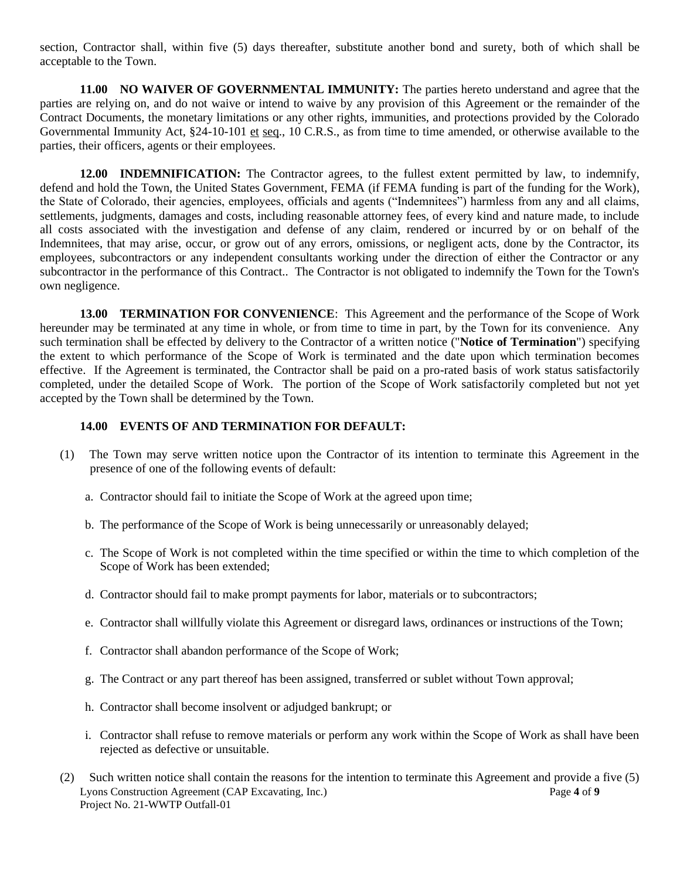section, Contractor shall, within five (5) days thereafter, substitute another bond and surety, both of which shall be acceptable to the Town.

**11.00 NO WAIVER OF GOVERNMENTAL IMMUNITY:** The parties hereto understand and agree that the parties are relying on, and do not waive or intend to waive by any provision of this Agreement or the remainder of the Contract Documents, the monetary limitations or any other rights, immunities, and protections provided by the Colorado Governmental Immunity Act, §24-10-101 et seq., 10 C.R.S., as from time to time amended, or otherwise available to the parties, their officers, agents or their employees.

**12.00 INDEMNIFICATION:** The Contractor agrees, to the fullest extent permitted by law, to indemnify, defend and hold the Town, the United States Government, FEMA (if FEMA funding is part of the funding for the Work), the State of Colorado, their agencies, employees, officials and agents ("Indemnitees") harmless from any and all claims, settlements, judgments, damages and costs, including reasonable attorney fees, of every kind and nature made, to include all costs associated with the investigation and defense of any claim, rendered or incurred by or on behalf of the Indemnitees, that may arise, occur, or grow out of any errors, omissions, or negligent acts, done by the Contractor, its employees, subcontractors or any independent consultants working under the direction of either the Contractor or any subcontractor in the performance of this Contract.. The Contractor is not obligated to indemnify the Town for the Town's own negligence.

**13.00 TERMINATION FOR CONVENIENCE**: This Agreement and the performance of the Scope of Work hereunder may be terminated at any time in whole, or from time to time in part, by the Town for its convenience. Any such termination shall be effected by delivery to the Contractor of a written notice ("**Notice of Termination**") specifying the extent to which performance of the Scope of Work is terminated and the date upon which termination becomes effective. If the Agreement is terminated, the Contractor shall be paid on a pro-rated basis of work status satisfactorily completed, under the detailed Scope of Work. The portion of the Scope of Work satisfactorily completed but not yet accepted by the Town shall be determined by the Town.

**14.00 EVENTS OF AND TERMINATION FOR DEFAULT:**

(1) The Town may serve written notice upon the Contractor of its intention to terminate this Agreement in the presence of one of the following events of default:

a. Contractor should fail to initiate the Scope of Work at the agreed upon time;

b. The performance of the Scope of Work is being unnecessarily or unreasonably delayed;

c. The Scope of Work is not completed within the time specified or within the time to which completion of the Scope of Work has been extended;

d. Contractor should fail to make prompt payments for labor, materials or to subcontractors;

e. Contractor shall willfully violate this Agreement or disregard laws, ordinances or instructions of the Town;

f. Contractor shall abandon performance of the Scope of Work;

g. The Contract or any part thereof has been assigned, transferred or sublet without Town approval;

h. Contractor shall become insolvent or adjudged bankrupt; or

i. Contractor shall refuse to remove materials or perform any work within the Scope of Work as shall have been rejected as defective or unsuitable.

(2) Such written notice shall contain the reasons for the intention to terminate this Agreement and provide a five (5)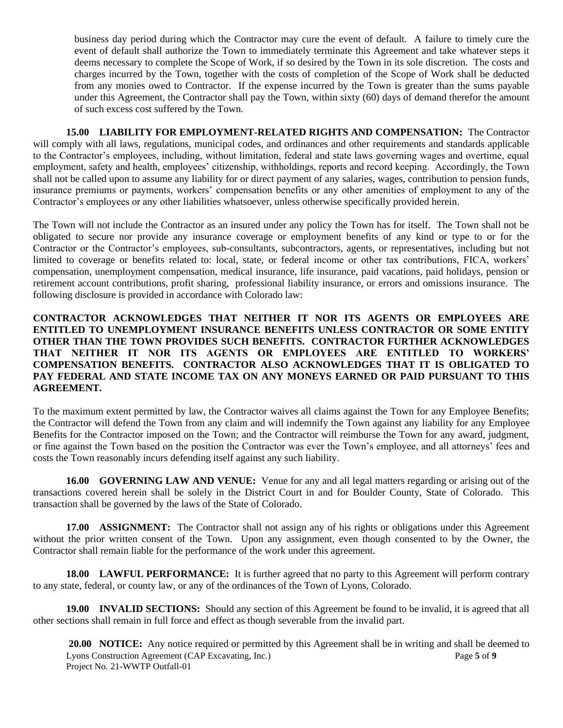business day period during which the Contractor may cure the event of default. A failure to timely cure the event of default shall authorize the Town to immediately terminate this Agreement and take whatever steps it deems necessary to complete the Scope of Work, if so desired by the Town in its sole discretion. The costs and charges incurred by the Town, together with the costs of completion of the Scope of Work shall be deducted from any monies owed to Contractor. If the expense incurred by the Town is greater than the sums payable under this Agreement, the Contractor shall pay the Town, within sixty (60) days of demand therefor the amount of such excess cost suffered by the Town.

**15.00 LIABILITY FOR EMPLOYMENT-RELATED RIGHTS AND COMPENSATION:** The Contractor will comply with all laws, regulations, municipal codes, and ordinances and other requirements and standards applicable to the Contractor's employees, including, without limitation, federal and state laws governing wages and overtime, equal employment, safety and health, employees' citizenship, withholdings, reports and record keeping. Accordingly, the Town shall not be called upon to assume any liability for or direct payment of any salaries, wages, contribution to pension funds, insurance premiums or payments, workers' compensation benefits or any other amenities of employment to any of the Contractor's employees or any other liabilities whatsoever, unless otherwise specifically provided herein.

The Town will not include the Contractor as an insured under any policy the Town has for itself. The Town shall not be obligated to secure nor provide any insurance coverage or employment benefits of any kind or type to or for the Contractor or the Contractor's employees, sub-consultants, subcontractors, agents, or representatives, including but not limited to coverage or benefits related to: local, state, or federal income or other tax contributions, FICA, workers' compensation, unemployment compensation, medical insurance, life insurance, paid vacations, paid holidays, pension or retirement account contributions, profit sharing, professional liability insurance, or errors and omissions insurance. The following disclosure is provided in accordance with Colorado law:

**CONTRACTOR ACKNOWLEDGES THAT NEITHER IT NOR ITS AGENTS OR EMPLOYEES ARE ENTITLED TO UNEMPLOYMENT INSURANCE BENEFITS UNLESS CONTRACTOR OR SOME ENTITY OTHER THAN THE TOWN PROVIDES SUCH BENEFITS. CONTRACTOR FURTHER ACKNOWLEDGES THAT NEITHER IT NOR ITS AGENTS OR EMPLOYEES ARE ENTITLED TO WORKERS' COMPENSATION BENEFITS. CONTRACTOR ALSO ACKNOWLEDGES THAT IT IS OBLIGATED TO PAY FEDERAL AND STATE INCOME TAX ON ANY MONEYS EARNED OR PAID PURSUANT TO THIS AGREEMENT.**

To the maximum extent permitted by law, the Contractor waives all claims against the Town for any Employee Benefits; the Contractor will defend the Town from any claim and will indemnify the Town against any liability for any Employee Benefits for the Contractor imposed on the Town; and the Contractor will reimburse the Town for any award, judgment, or fine against the Town based on the position the Contractor was ever the Town's employee, and all attorneys' fees and costs the Town reasonably incurs defending itself against any such liability.

**16.00 GOVERNING LAW AND VENUE:** Venue for any and all legal matters regarding or arising out of the transactions covered herein shall be solely in the District Court in and for Boulder County, State of Colorado. This transaction shall be governed by the laws of the State of Colorado.

**17.00 ASSIGNMENT:** The Contractor shall not assign any of his rights or obligations under this Agreement without the prior written consent of the Town. Upon any assignment, even though consented to by the Owner, the Contractor shall remain liable for the performance of the work under this agreement.

**18.00 LAWFUL PERFORMANCE:** It is further agreed that no party to this Agreement will perform contrary to any state, federal, or county law, or any of the ordinances of the Town of Lyons, Colorado.

**19.00 INVALID SECTIONS:** Should any section of this Agreement be found to be invalid, it is agreed that all other sections shall remain in full force and effect as though severable from the invalid part.

**20.00 NOTICE:** Any notice required or permitted by this Agreement shall be in writing and shall be deemed to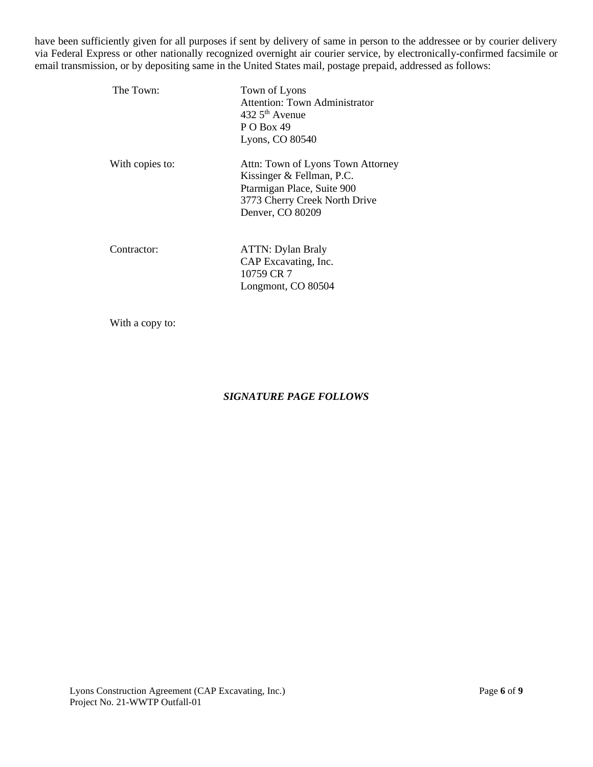have been sufficiently given for all purposes if sent by delivery of same in person to the addressee or by courier delivery via Federal Express or other nationally recognized overnight air courier service, by electronically-confirmed facsimile or email transmission, or by depositing same in the United States mail, postage prepaid, addressed as follows:

| | |
|---|---|
| The Town: | Town of Lyons<br>Attention: Town Administrator<br>432 5th Avenue<br>P O Box 49<br>Lyons, CO 80540 |
| With copies to: | Attn: Town of Lyons Town Attorney<br>Kissinger & Fellman, P.C.<br>Ptarmigan Place, Suite 900<br>3773 Cherry Creek North Drive<br>Denver, CO 80209 |
| Contractor: | ATTN: Dylan Braly<br>CAP Excavating, Inc.<br>10759 CR 7<br>Longmont, CO 80504 |
| With a copy to: | |

***SIGNATURE PAGE FOLLOWS***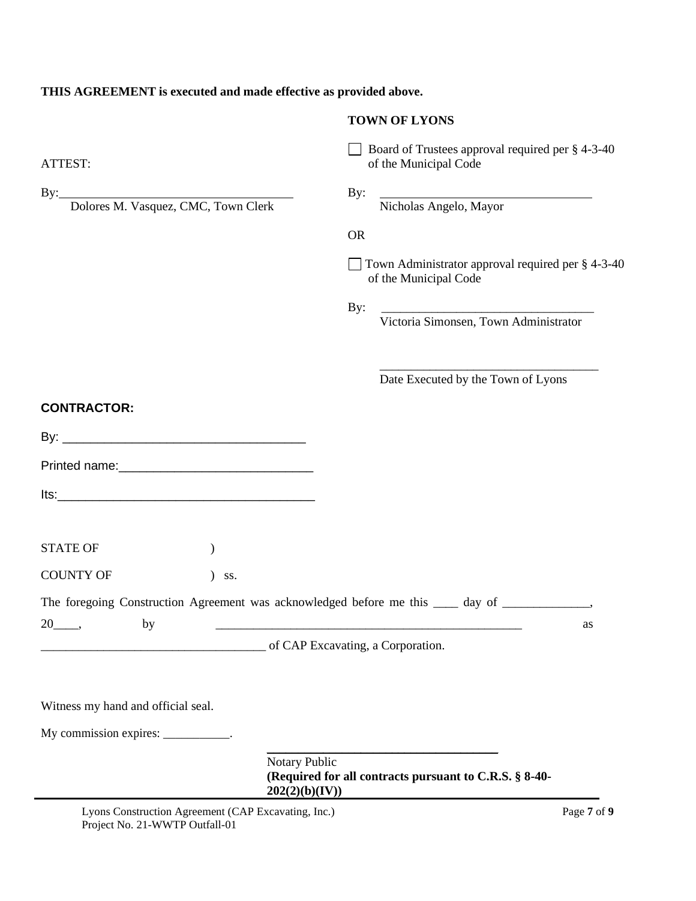**THIS AGREEMENT is executed and made effective as provided above.**

**TOWN OF LYONS**

ATTEST:

By:\_\_\_\_\_\_\_\_\_\_\_\_\_\_\_\_\_\_\_\_\_\_\_\_\_\_\_\_\_\_\_\_\_\_\_\_
Dolores M. Vasquez, CMC, Town Clerk

☐ Board of Trustees approval required per § 4-3-40 of the Municipal Code

By: \_\_\_\_\_\_\_\_\_\_\_\_\_\_\_\_\_\_\_\_\_\_\_\_\_\_\_\_\_\_\_\_\_\_\_\_
Nicholas Angelo, Mayor

OR

☐ Town Administrator approval required per § 4-3-40 of the Municipal Code

By: \_\_\_\_\_\_\_\_\_\_\_\_\_\_\_\_\_\_\_\_\_\_\_\_\_\_\_\_\_\_\_\_\_\_\_\_
Victoria Simonsen, Town Administrator

\_\_\_\_\_\_\_\_\_\_\_\_\_\_\_\_\_\_\_\_\_\_\_\_\_\_\_\_\_\_\_\_\_\_\_\_
Date Executed by the Town of Lyons

**CONTRACTOR:**

By: \_\_\_\_\_\_\_\_\_\_\_\_\_\_\_\_\_\_\_\_\_\_\_\_\_\_\_\_\_\_\_\_\_\_\_\_

Printed name:\_\_\_\_\_\_\_\_\_\_\_\_\_\_\_\_\_\_\_\_\_\_\_\_\_\_\_\_

Its:\_\_\_\_\_\_\_\_\_\_\_\_\_\_\_\_\_\_\_\_\_\_\_\_\_\_\_\_\_\_\_\_\_\_\_\_\_\_

STATE OF )

COUNTY OF ) ss.

The foregoing Construction Agreement was acknowledged before me this \_\_\_\_ day of \_\_\_\_\_\_\_\_\_\_\_\_\_\_, 20\_\_\_\_, by \_\_\_\_\_\_\_\_\_\_\_\_\_\_\_\_\_\_\_\_\_\_\_\_\_\_\_\_\_\_\_\_\_\_\_\_\_\_\_\_\_\_\_\_\_\_\_\_\_\_ as \_\_\_\_\_\_\_\_\_\_\_\_\_\_\_\_\_\_\_\_\_\_\_\_\_\_\_\_\_\_\_\_\_\_\_\_ of CAP Excavating, a Corporation.

Witness my hand and official seal.

My commission expires: \_\_\_\_\_\_\_\_\_\_\_.

\_\_\_\_\_\_\_\_\_\_\_\_\_\_\_\_\_\_\_\_\_\_\_\_\_\_\_\_\_\_\_\_\_\_\_\_
Notary Public
**(Required for all contracts pursuant to C.R.S. § 8-40-202(2)(b)(IV))**

Lyons Construction Agreement (CAP Excavating, Inc.)
Project No. 21-WWTP Outfall-01